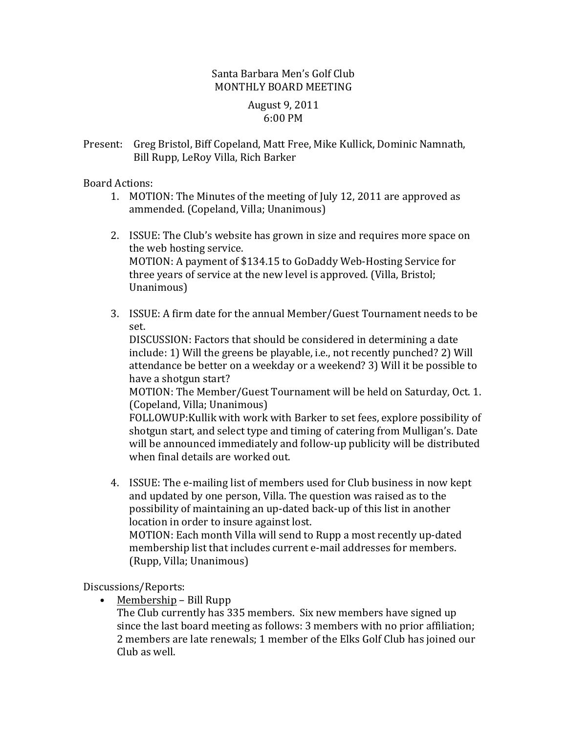# Santa Barbara Men's Golf Club
## MONTHLY BOARD MEETING

August 9, 2011
6:00 PM

Present: Greg Bristol, Biff Copeland, Matt Free, Mike Kullick, Dominic Namnath, Bill Rupp, LeRoy Villa, Rich Barker

Board Actions:

1. MOTION: The Minutes of the meeting of July 12, 2011 are approved as ammended. (Copeland, Villa; Unanimous)

2. ISSUE: The Club's website has grown in size and requires more space on the web hosting service.
   MOTION: A payment of $134.15 to GoDaddy Web-Hosting Service for three years of service at the new level is approved. (Villa, Bristol; Unanimous)

3. ISSUE: A firm date for the annual Member/Guest Tournament needs to be set.
   DISCUSSION: Factors that should be considered in determining a date include: 1) Will the greens be playable, i.e., not recently punched? 2) Will attendance be better on a weekday or a weekend? 3) Will it be possible to have a shotgun start?
   MOTION: The Member/Guest Tournament will be held on Saturday, Oct. 1. (Copeland, Villa; Unanimous)
   FOLLOWUP:Kullik with work with Barker to set fees, explore possibility of shotgun start, and select type and timing of catering from Mulligan's. Date will be announced immediately and follow-up publicity will be distributed when final details are worked out.

4. ISSUE: The e-mailing list of members used for Club business in now kept and updated by one person, Villa. The question was raised as to the possibility of maintaining an up-dated back-up of this list in another location in order to insure against lost.
   MOTION: Each month Villa will send to Rupp a most recently up-dated membership list that includes current e-mail addresses for members. (Rupp, Villa; Unanimous)

Discussions/Reports:

- Membership – Bill Rupp
  The Club currently has 335 members. Six new members have signed up since the last board meeting as follows: 3 members with no prior affiliation; 2 members are late renewals; 1 member of the Elks Golf Club has joined our Club as well.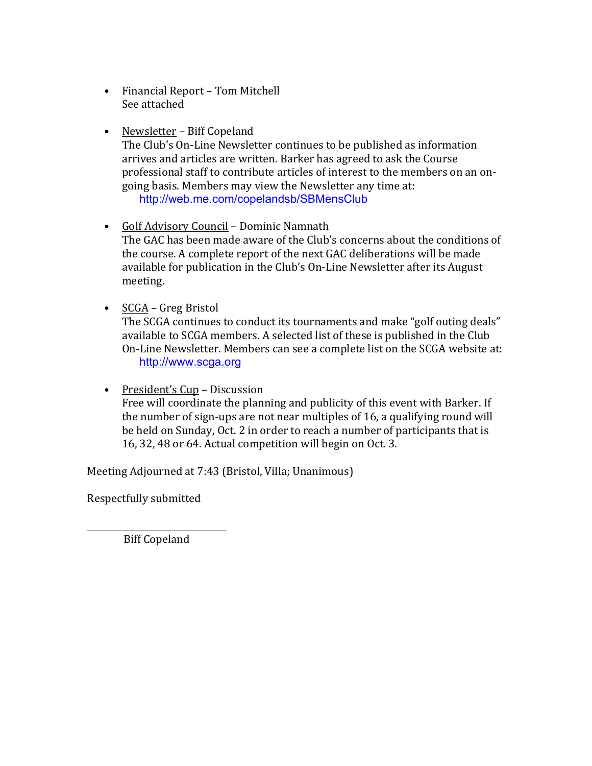- Financial Report – Tom Mitchell
  See attached

- Newsletter – Biff Copeland
  The Club's On-Line Newsletter continues to be published as information arrives and articles are written. Barker has agreed to ask the Course professional staff to contribute articles of interest to the members on an on-going basis. Members may view the Newsletter any time at:
  http://web.me.com/copelandsb/SBMensClub

- Golf Advisory Council – Dominic Namnath
  The GAC has been made aware of the Club's concerns about the conditions of the course. A complete report of the next GAC deliberations will be made available for publication in the Club's On-Line Newsletter after its August meeting.

- SCGA – Greg Bristol
  The SCGA continues to conduct its tournaments and make "golf outing deals" available to SCGA members. A selected list of these is published in the Club On-Line Newsletter. Members can see a complete list on the SCGA website at:
  http://www.scga.org

- President's Cup – Discussion
  Free will coordinate the planning and publicity of this event with Barker. If the number of sign-ups are not near multiples of 16, a qualifying round will be held on Sunday, Oct. 2 in order to reach a number of participants that is 16, 32, 48 or 64. Actual competition will begin on Oct. 3.

Meeting Adjourned at 7:43 (Bristol, Villa; Unanimous)

Respectfully submitted

Biff Copeland